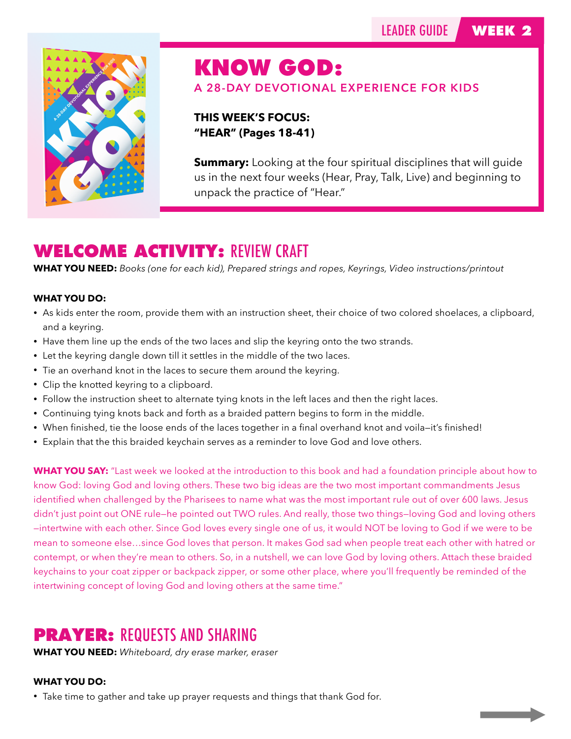LEADER GUIDE **WEEK 2**

# KNOW GOD:

## A 28-DAY DEVOTIONAL EXPERIENCE FOR KIDS

**THIS WEEK'S FOCUS:**
**"HEAR" (Pages 18-41)**

**Summary:** Looking at the four spiritual disciplines that will guide us in the next four weeks (Hear, Pray, Talk, Live) and beginning to unpack the practice of "Hear."

## WELCOME ACTIVITY: REVIEW CRAFT

**WHAT YOU NEED:** *Books (one for each kid), Prepared strings and ropes, Keyrings, Video instructions/printout*

**WHAT YOU DO:**

- As kids enter the room, provide them with an instruction sheet, their choice of two colored shoelaces, a clipboard, and a keyring.
- Have them line up the ends of the two laces and slip the keyring onto the two strands.
- Let the keyring dangle down till it settles in the middle of the two laces.
- Tie an overhand knot in the laces to secure them around the keyring.
- Clip the knotted keyring to a clipboard.
- Follow the instruction sheet to alternate tying knots in the left laces and then the right laces.
- Continuing tying knots back and forth as a braided pattern begins to form in the middle.
- When finished, tie the loose ends of the laces together in a final overhand knot and voila—it's finished!
- Explain that the this braided keychain serves as a reminder to love God and love others.

**WHAT YOU SAY:** "Last week we looked at the introduction to this book and had a foundation principle about how to know God: loving God and loving others. These two big ideas are the two most important commandments Jesus identified when challenged by the Pharisees to name what was the most important rule out of over 600 laws. Jesus didn't just point out ONE rule—he pointed out TWO rules. And really, those two things—loving God and loving others—intertwine with each other. Since God loves every single one of us, it would NOT be loving to God if we were to be mean to someone else…since God loves that person. It makes God sad when people treat each other with hatred or contempt, or when they're mean to others. So, in a nutshell, we can love God by loving others. Attach these braided keychains to your coat zipper or backpack zipper, or some other place, where you'll frequently be reminded of the intertwining concept of loving God and loving others at the same time."

## PRAYER: REQUESTS AND SHARING

**WHAT YOU NEED:** *Whiteboard, dry erase marker, eraser*

**WHAT YOU DO:**

- Take time to gather and take up prayer requests and things that thank God for.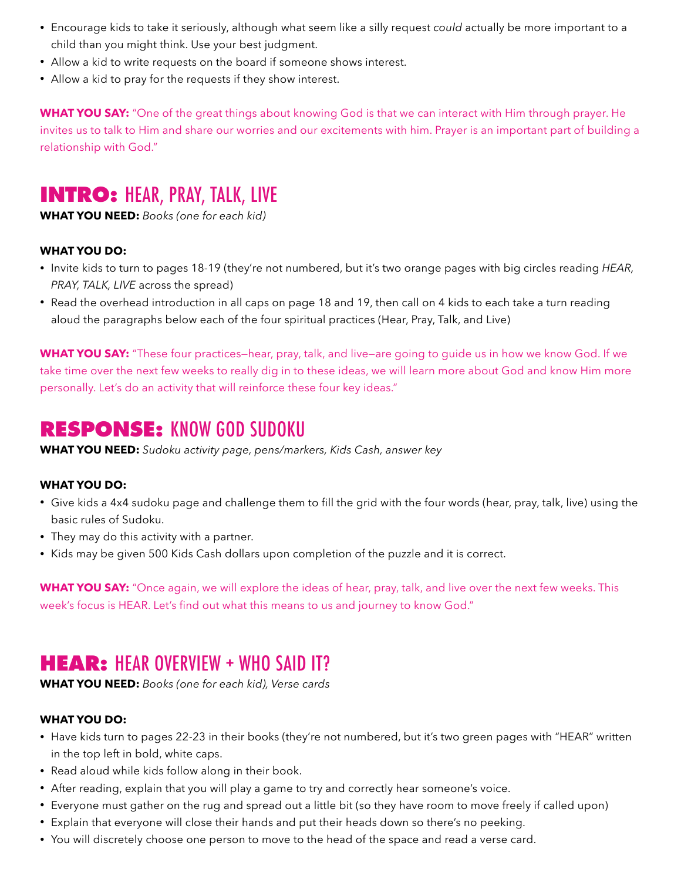- Encourage kids to take it seriously, although what seem like a silly request *could* actually be more important to a child than you might think. Use your best judgment.
- Allow a kid to write requests on the board if someone shows interest.
- Allow a kid to pray for the requests if they show interest.

**WHAT YOU SAY:** "One of the great things about knowing God is that we can interact with Him through prayer. He invites us to talk to Him and share our worries and our excitements with him. Prayer is an important part of building a relationship with God."

## INTRO: HEAR, PRAY, TALK, LIVE

**WHAT YOU NEED:** *Books (one for each kid)*

**WHAT YOU DO:**

- Invite kids to turn to pages 18-19 (they're not numbered, but it's two orange pages with big circles reading *HEAR, PRAY, TALK, LIVE* across the spread)
- Read the overhead introduction in all caps on page 18 and 19, then call on 4 kids to each take a turn reading aloud the paragraphs below each of the four spiritual practices (Hear, Pray, Talk, and Live)

**WHAT YOU SAY:** "These four practices—hear, pray, talk, and live—are going to guide us in how we know God. If we take time over the next few weeks to really dig in to these ideas, we will learn more about God and know Him more personally. Let's do an activity that will reinforce these four key ideas."

## RESPONSE: KNOW GOD SUDOKU

**WHAT YOU NEED:** *Sudoku activity page, pens/markers, Kids Cash, answer key*

**WHAT YOU DO:**

- Give kids a 4x4 sudoku page and challenge them to fill the grid with the four words (hear, pray, talk, live) using the basic rules of Sudoku.
- They may do this activity with a partner.
- Kids may be given 500 Kids Cash dollars upon completion of the puzzle and it is correct.

**WHAT YOU SAY:** "Once again, we will explore the ideas of hear, pray, talk, and live over the next few weeks. This week's focus is HEAR. Let's find out what this means to us and journey to know God."

## HEAR: HEAR OVERVIEW + WHO SAID IT?

**WHAT YOU NEED:** *Books (one for each kid), Verse cards*

**WHAT YOU DO:**

- Have kids turn to pages 22-23 in their books (they're not numbered, but it's two green pages with "HEAR" written in the top left in bold, white caps.
- Read aloud while kids follow along in their book.
- After reading, explain that you will play a game to try and correctly hear someone's voice.
- Everyone must gather on the rug and spread out a little bit (so they have room to move freely if called upon)
- Explain that everyone will close their hands and put their heads down so there's no peeking.
- You will discretely choose one person to move to the head of the space and read a verse card.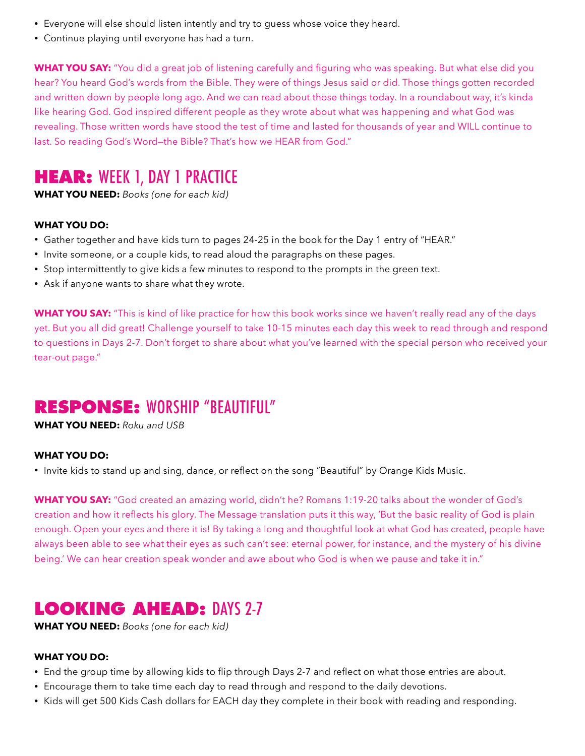- Everyone will else should listen intently and try to guess whose voice they heard.
- Continue playing until everyone has had a turn.

**WHAT YOU SAY:** "You did a great job of listening carefully and figuring who was speaking. But what else did you hear? You heard God's words from the Bible. They were of things Jesus said or did. Those things gotten recorded and written down by people long ago. And we can read about those things today. In a roundabout way, it's kinda like hearing God. God inspired different people as they wrote about what was happening and what God was revealing. Those written words have stood the test of time and lasted for thousands of year and WILL continue to last. So reading God's Word—the Bible? That's how we HEAR from God."

## HEAR: WEEK 1, DAY 1 PRACTICE

**WHAT YOU NEED:** *Books (one for each kid)*

**WHAT YOU DO:**

- Gather together and have kids turn to pages 24-25 in the book for the Day 1 entry of "HEAR."
- Invite someone, or a couple kids, to read aloud the paragraphs on these pages.
- Stop intermittently to give kids a few minutes to respond to the prompts in the green text.
- Ask if anyone wants to share what they wrote.

**WHAT YOU SAY:** "This is kind of like practice for how this book works since we haven't really read any of the days yet. But you all did great! Challenge yourself to take 10-15 minutes each day this week to read through and respond to questions in Days 2-7. Don't forget to share about what you've learned with the special person who received your tear-out page."

## RESPONSE: WORSHIP "BEAUTIFUL"

**WHAT YOU NEED:** *Roku and USB*

**WHAT YOU DO:**

- Invite kids to stand up and sing, dance, or reflect on the song "Beautiful" by Orange Kids Music.

**WHAT YOU SAY:** "God created an amazing world, didn't he? Romans 1:19-20 talks about the wonder of God's creation and how it reflects his glory. The Message translation puts it this way, 'But the basic reality of God is plain enough. Open your eyes and there it is! By taking a long and thoughtful look at what God has created, people have always been able to see what their eyes as such can't see: eternal power, for instance, and the mystery of his divine being.' We can hear creation speak wonder and awe about who God is when we pause and take it in."

## LOOKING AHEAD: DAYS 2-7

**WHAT YOU NEED:** *Books (one for each kid)*

**WHAT YOU DO:**

- End the group time by allowing kids to flip through Days 2-7 and reflect on what those entries are about.
- Encourage them to take time each day to read through and respond to the daily devotions.
- Kids will get 500 Kids Cash dollars for EACH day they complete in their book with reading and responding.